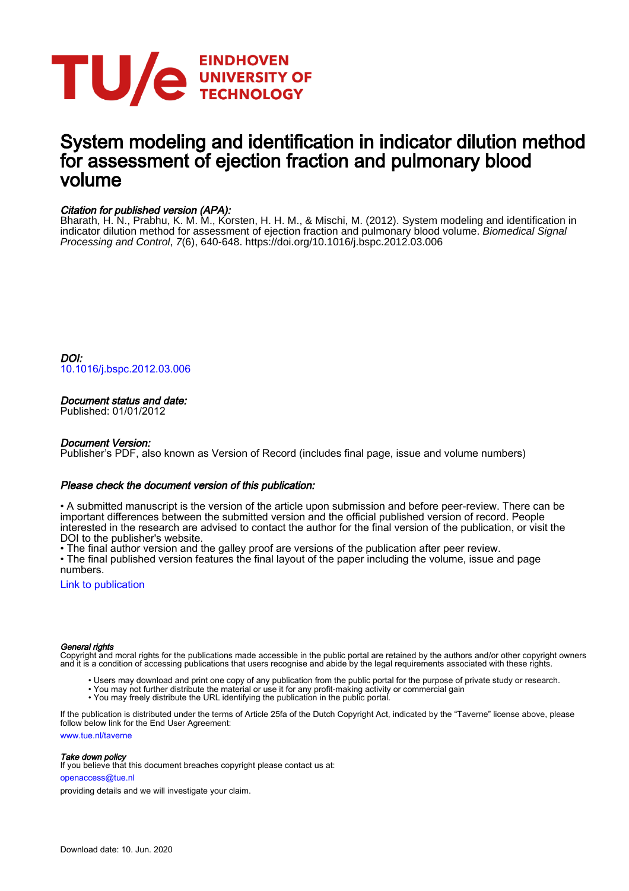EINDHOVEN UNIVERSITY OF TECHNOLOGY

# System modeling and identification in indicator dilution method for assessment of ejection fraction and pulmonary blood volume

*Citation for published version (APA):*
Bharath, H. N., Prabhu, K. M. M., Korsten, H. H. M., & Mischi, M. (2012). System modeling and identification in indicator dilution method for assessment of ejection fraction and pulmonary blood volume. *Biomedical Signal Processing and Control*, *7*(6), 640-648. https://doi.org/10.1016/j.bspc.2012.03.006

*DOI:*
10.1016/j.bspc.2012.03.006

*Document status and date:*
Published: 01/01/2012

*Document Version:*
Publisher's PDF, also known as Version of Record (includes final page, issue and volume numbers)

*Please check the document version of this publication:*

• A submitted manuscript is the version of the article upon submission and before peer-review. There can be important differences between the submitted version and the official published version of record. People interested in the research are advised to contact the author for the final version of the publication, or visit the DOI to the publisher's website.
• The final author version and the galley proof are versions of the publication after peer review.
• The final published version features the final layout of the paper including the volume, issue and page numbers.

Link to publication

*General rights*
Copyright and moral rights for the publications made accessible in the public portal are retained by the authors and/or other copyright owners and it is a condition of accessing publications that users recognise and abide by the legal requirements associated with these rights.

- Users may download and print one copy of any publication from the public portal for the purpose of private study or research.
- You may not further distribute the material or use it for any profit-making activity or commercial gain
- You may freely distribute the URL identifying the publication in the public portal.

If the publication is distributed under the terms of Article 25fa of the Dutch Copyright Act, indicated by the "Taverne" license above, please follow below link for the End User Agreement:

www.tue.nl/taverne

*Take down policy*
If you believe that this document breaches copyright please contact us at:

openaccess@tue.nl

providing details and we will investigate your claim.

Download date: 10. Jun. 2020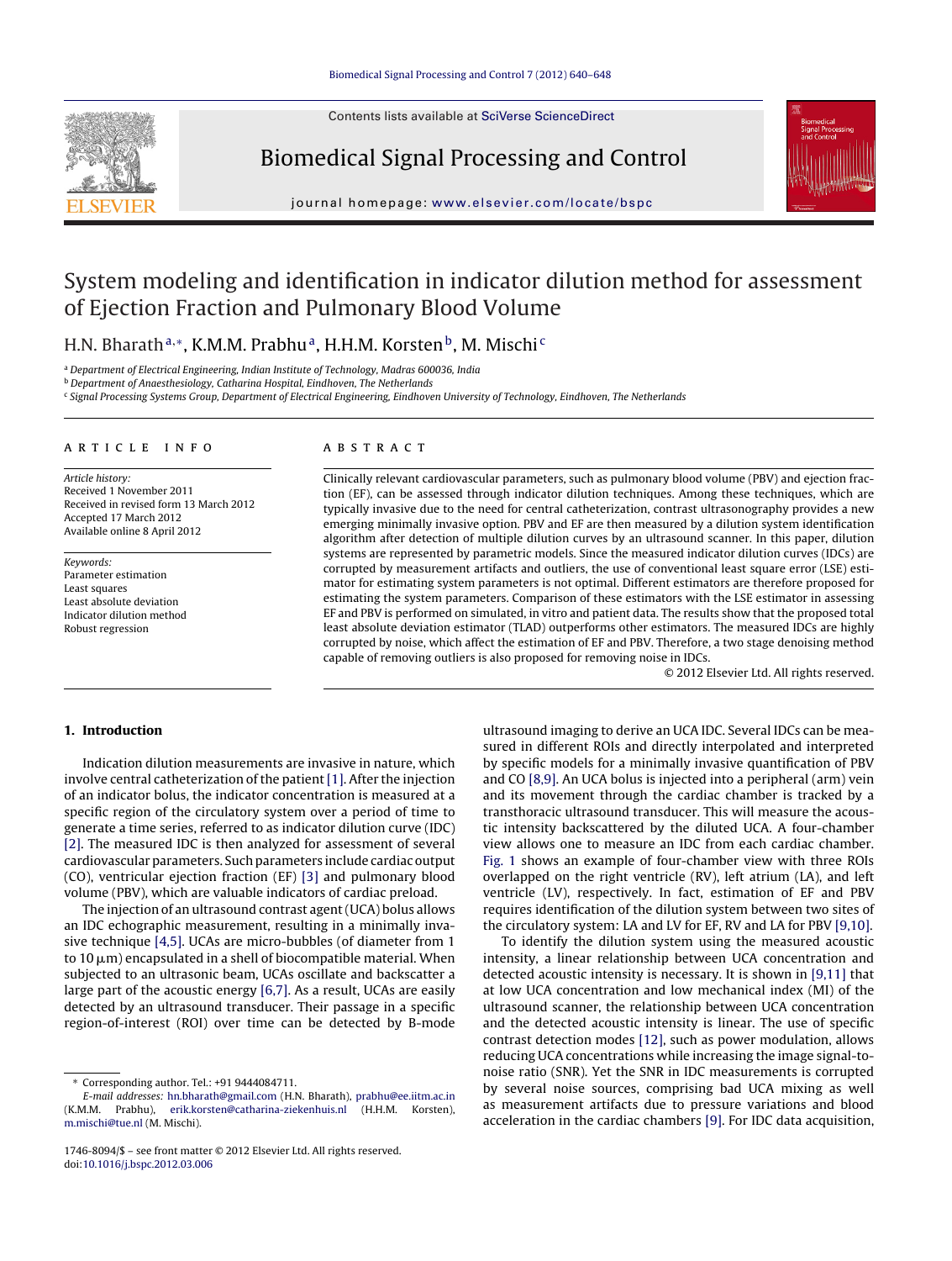# System modeling and identification in indicator dilution method for assessment of Ejection Fraction and Pulmonary Blood Volume

H.N. Bharath[a,*], K.M.M. Prabhu[a], H.H.M. Korsten[b], M. Mischi[c]

[a] Department of Electrical Engineering, Indian Institute of Technology, Madras 600036, India

[b] Department of Anaesthesiology, Catharina Hospital, Eindhoven, The Netherlands

[c] Signal Processing Systems Group, Department of Electrical Engineering, Eindhoven University of Technology, Eindhoven, The Netherlands

## ARTICLE INFO

*Article history:*
Received 1 November 2011
Received in revised form 13 March 2012
Accepted 17 March 2012
Available online 8 April 2012

*Keywords:*
Parameter estimation
Least squares
Least absolute deviation
Indicator dilution method
Robust regression

## ABSTRACT

Clinically relevant cardiovascular parameters, such as pulmonary blood volume (PBV) and ejection fraction (EF), can be assessed through indicator dilution techniques. Among these techniques, which are typically invasive due to the need for central catheterization, contrast ultrasonography provides a new emerging minimally invasive option. PBV and EF are then measured by a dilution system identification algorithm after detection of multiple dilution curves by an ultrasound scanner. In this paper, dilution systems are represented by parametric models. Since the measured indicator dilution curves (IDCs) are corrupted by measurement artifacts and outliers, the use of conventional least square error (LSE) estimator for estimating system parameters is not optimal. Different estimators are therefore proposed for estimating the system parameters. Comparison of these estimators with the LSE estimator in assessing EF and PBV is performed on simulated, in vitro and patient data. The results show that the proposed total least absolute deviation estimator (TLAD) outperforms other estimators. The measured IDCs are highly corrupted by noise, which affect the estimation of EF and PBV. Therefore, a two stage denoising method capable of removing outliers is also proposed for removing noise in IDCs.

© 2012 Elsevier Ltd. All rights reserved.

## 1. Introduction

Indication dilution measurements are invasive in nature, which involve central catheterization of the patient [1]. After the injection of an indicator bolus, the indicator concentration is measured at a specific region of the circulatory system over a period of time to generate a time series, referred to as indicator dilution curve (IDC) [2]. The measured IDC is then analyzed for assessment of several cardiovascular parameters. Such parameters include cardiac output (CO), ventricular ejection fraction (EF) [3] and pulmonary blood volume (PBV), which are valuable indicators of cardiac preload.

The injection of an ultrasound contrast agent (UCA) bolus allows an IDC echographic measurement, resulting in a minimally invasive technique [4,5]. UCAs are micro-bubbles (of diameter from 1 to 10 μm) encapsulated in a shell of biocompatible material. When subjected to an ultrasonic beam, UCAs oscillate and backscatter a large part of the acoustic energy [6,7]. As a result, UCAs are easily detected by an ultrasound transducer. Their passage in a specific region-of-interest (ROI) over time can be detected by B-mode ultrasound imaging to derive an UCA IDC. Several IDCs can be measured in different ROIs and directly interpolated and interpreted by specific models for a minimally invasive quantification of PBV and CO [8,9]. An UCA bolus is injected into a peripheral (arm) vein and its movement through the cardiac chamber is tracked by a transthoracic ultrasound transducer. This will measure the acoustic intensity backscattered by the diluted UCA. A four-chamber view allows one to measure an IDC from each cardiac chamber. Fig. 1 shows an example of four-chamber view with three ROIs overlapped on the right ventricle (RV), left atrium (LA), and left ventricle (LV), respectively. In fact, estimation of EF and PBV requires identification of the dilution system between two sites of the circulatory system: LA and LV for EF, RV and LA for PBV [9,10].

To identify the dilution system using the measured acoustic intensity, a linear relationship between UCA concentration and detected acoustic intensity is necessary. It is shown in [9,11] that at low UCA concentration and low mechanical index (MI) of the ultrasound scanner, the relationship between UCA concentration and the detected acoustic intensity is linear. The use of specific contrast detection modes [12], such as power modulation, allows reducing UCA concentrations while increasing the image signal-to-noise ratio (SNR). Yet the SNR in IDC measurements is corrupted by several noise sources, comprising bad UCA mixing as well as measurement artifacts due to pressure variations and blood acceleration in the cardiac chambers [9]. For IDC data acquisition,

* Corresponding author. Tel.: +91 9444084711.
*E-mail addresses:* hn.bharath@gmail.com (H.N. Bharath), prabhu@ee.iitm.ac.in (K.M.M. Prabhu), erik.korsten@catharina-ziekenhuis.nl (H.H.M. Korsten), m.mischi@tue.nl (M. Mischi).

1746-8094/$ – see front matter © 2012 Elsevier Ltd. All rights reserved.
doi:10.1016/j.bspc.2012.03.006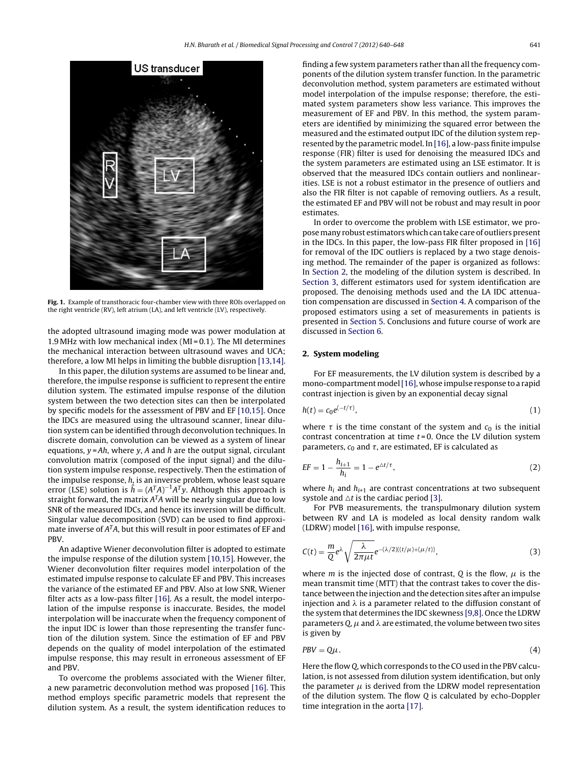**Fig. 1.** Example of transthoracic four-chamber view with three ROIs overlapped on the right ventricle (RV), left atrium (LA), and left ventricle (LV), respectively.

the adopted ultrasound imaging mode was power modulation at 1.9 MHz with low mechanical index (MI = 0.1). The MI determines the mechanical interaction between ultrasound waves and UCA; therefore, a low MI helps in limiting the bubble disruption [13,14].

In this paper, the dilution systems are assumed to be linear and, therefore, the impulse response is sufficient to represent the entire dilution system. The estimated impulse response of the dilution system between the two detection sites can then be interpolated by specific models for the assessment of PBV and EF [10,15]. Once the IDCs are measured using the ultrasound scanner, linear dilution system can be identified through deconvolution techniques. In discrete domain, convolution can be viewed as a system of linear equations, $y = Ah$, where $y$, $A$ and $h$ are the output signal, circulant convolution matrix (composed of the input signal) and the dilution system impulse response, respectively. Then the estimation of the impulse response, $h$, is an inverse problem, whose least square error (LSE) solution is $\hat{h} = (A^T A)^{-1} A^T y$. Although this approach is straight forward, the matrix $A^T A$ will be nearly singular due to low SNR of the measured IDCs, and hence its inversion will be difficult. Singular value decomposition (SVD) can be used to find approximate inverse of $A^T A$, but this will result in poor estimates of EF and PBV.

An adaptive Wiener deconvolution filter is adopted to estimate the impulse response of the dilution system [10,15]. However, the Wiener deconvolution filter requires model interpolation of the estimated impulse response to calculate EF and PBV. This increases the variance of the estimated EF and PBV. Also at low SNR, Wiener filter acts as a low-pass filter [16]. As a result, the model interpolation of the impulse response is inaccurate. Besides, the model interpolation will be inaccurate when the frequency component of the input IDC is lower than those representing the transfer function of the dilution system. Since the estimation of EF and PBV depends on the quality of model interpolation of the estimated impulse response, this may result in erroneous assessment of EF and PBV.

To overcome the problems associated with the Wiener filter, a new parametric deconvolution method was proposed [16]. This method employs specific parametric models that represent the dilution system. As a result, the system identification reduces to finding a few system parameters rather than all the frequency components of the dilution system transfer function. In the parametric deconvolution method, system parameters are estimated without model interpolation of the impulse response; therefore, the estimated system parameters show less variance. This improves the measurement of EF and PBV. In this method, the system parameters are identified by minimizing the squared error between the measured and the estimated output IDC of the dilution system represented by the parametric model. In [16], a low-pass finite impulse response (FIR) filter is used for denoising the measured IDCs and the system parameters are estimated using an LSE estimator. It is observed that the measured IDCs contain outliers and nonlinearities. LSE is not a robust estimator in the presence of outliers and also the FIR filter is not capable of removing outliers. As a result, the estimated EF and PBV will not be robust and may result in poor estimates.

In order to overcome the problem with LSE estimator, we propose many robust estimators which can take care of outliers present in the IDCs. In this paper, the low-pass FIR filter proposed in [16] for removal of the IDC outliers is replaced by a two stage denoising method. The remainder of the paper is organized as follows: In Section 2, the modeling of the dilution system is described. In Section 3, different estimators used for system identification are proposed. The denoising methods used and the LA IDC attenuation compensation are discussed in Section 4. A comparison of the proposed estimators using a set of measurements in patients is presented in Section 5. Conclusions and future course of work are discussed in Section 6.

## 2. System modeling

For EF measurements, the LV dilution system is described by a mono-compartment model [16], whose impulse response to a rapid contrast injection is given by an exponential decay signal

$$h(t) = c_0 e^{(-t/\tau)}, \tag{1}$$

where $\tau$ is the time constant of the system and $c_0$ is the initial contrast concentration at time $t = 0$. Once the LV dilution system parameters, $c_0$ and $\tau$, are estimated, EF is calculated as

$$EF = 1 - \frac{h_{i+1}}{h_i} = 1 - e^{\triangle t/\tau}, \tag{2}$$

where $h_i$ and $h_{i+1}$ are contrast concentrations at two subsequent systole and $\triangle t$ is the cardiac period [3].

For PVB measurements, the transpulmonary dilution system between RV and LA is modeled as local density random walk (LDRW) model [16], with impulse response,

$$C(t) = \frac{m}{Q} e^{\lambda} \sqrt{\frac{\lambda}{2\pi\mu t}} e^{-(\lambda/2)((t/\mu)+(\mu/t))}, \tag{3}$$

where $m$ is the injected dose of contrast, $Q$ is the flow, $\mu$ is the mean transmit time (MTT) that the contrast takes to cover the distance between the injection and the detection sites after an impulse injection and $\lambda$ is a parameter related to the diffusion constant of the system that determines the IDC skewness [9,8]. Once the LDRW parameters $Q$, $\mu$ and $\lambda$ are estimated, the volume between two sites is given by

$$PBV = Q\mu. \tag{4}$$

Here the flow $Q$, which corresponds to the CO used in the PBV calculation, is not assessed from dilution system identification, but only the parameter $\mu$ is derived from the LDRW model representation of the dilution system. The flow $Q$ is calculated by echo-Doppler time integration in the aorta [17].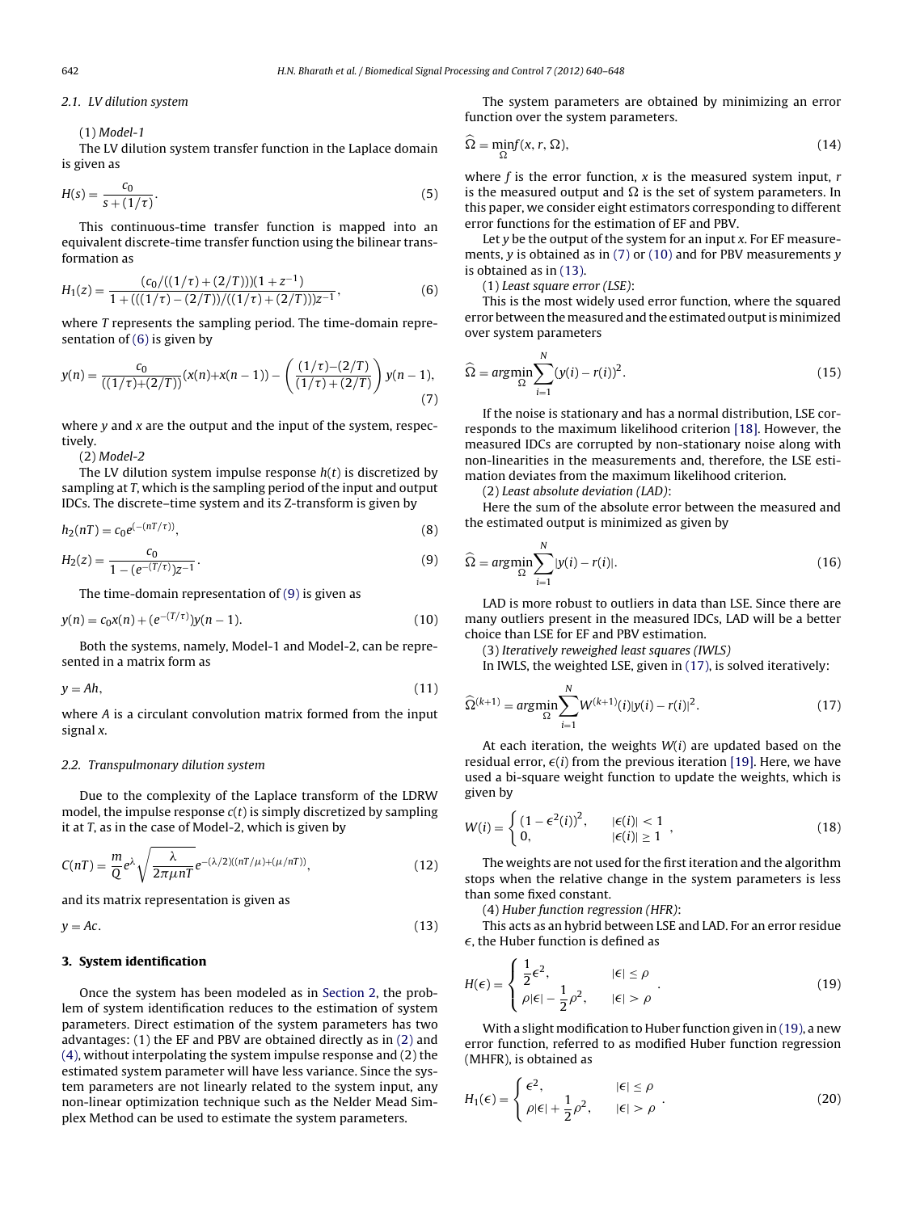### 2.1. LV dilution system

(1) *Model-1*

The LV dilution system transfer function in the Laplace domain is given as

$$H(s) = \frac{c_0}{s + (1/\tau)}. \tag{5}$$

This continuous-time transfer function is mapped into an equivalent discrete-time transfer function using the bilinear transformation as

$$H_1(z) = \frac{(c_0/((1/\tau) + (2/T)))(1 + z^{-1})}{1 + (((1/\tau) - (2/T))/((1/\tau) + (2/T)))z^{-1}}, \tag{6}$$

where $T$ represents the sampling period. The time-domain representation of (6) is given by

$$y(n) = \frac{c_0}{((1/\tau)+(2/T))}(x(n)+x(n-1)) - \left(\frac{(1/\tau)-(2/T)}{(1/\tau)+(2/T)}\right) y(n-1), \tag{7}$$

where $y$ and $x$ are the output and the input of the system, respectively.

(2) *Model-2*

The LV dilution system impulse response $h(t)$ is discretized by sampling at $T$, which is the sampling period of the input and output IDCs. The discrete–time system and its Z-transform is given by

$$h_2(nT) = c_0 e^{(-(nT/\tau))}, \tag{8}$$

$$H_2(z) = \frac{c_0}{1 - (e^{-(T/\tau)})z^{-1}}. \tag{9}$$

The time-domain representation of (9) is given as

$$y(n) = c_0 x(n) + (e^{-(T/\tau)})y(n-1). \tag{10}$$

Both the systems, namely, Model-1 and Model-2, can be represented in a matrix form as

$$y = Ah, \tag{11}$$

where $A$ is a circulant convolution matrix formed from the input signal $x$.

### 2.2. Transpulmonary dilution system

Due to the complexity of the Laplace transform of the LDRW model, the impulse response $c(t)$ is simply discretized by sampling it at $T$, as in the case of Model-2, which is given by

$$C(nT) = \frac{m}{Q} e^{\lambda} \sqrt{\frac{\lambda}{2\pi\mu nT}} e^{-(\lambda/2)((nT/\mu)+(\mu/nT))}, \tag{12}$$

and its matrix representation is given as

$$y = Ac. \tag{13}$$

## 3. System identification

Once the system has been modeled as in Section 2, the problem of system identification reduces to the estimation of system parameters. Direct estimation of the system parameters has two advantages: (1) the EF and PBV are obtained directly as in (2) and (4), without interpolating the system impulse response and (2) the estimated system parameter will have less variance. Since the system parameters are not linearly related to the system input, any non-linear optimization technique such as the Nelder Mead Simplex Method can be used to estimate the system parameters.

The system parameters are obtained by minimizing an error function over the system parameters.

$$\widehat{\Omega} = \min_{\Omega} f(x, r, \Omega), \tag{14}$$

where $f$ is the error function, $x$ is the measured system input, $r$ is the measured output and $\Omega$ is the set of system parameters. In this paper, we consider eight estimators corresponding to different error functions for the estimation of EF and PBV.

Let $y$ be the output of the system for an input $x$. For EF measurements, $y$ is obtained as in (7) or (10) and for PBV measurements $y$ is obtained as in (13).

(1) *Least square error (LSE)*:

This is the most widely used error function, where the squared error between the measured and the estimated output is minimized over system parameters

$$\widehat{\Omega} = \arg\min_{\Omega} \sum_{i=1}^{N} (y(i) - r(i))^2. \tag{15}$$

If the noise is stationary and has a normal distribution, LSE corresponds to the maximum likelihood criterion [18]. However, the measured IDCs are corrupted by non-stationary noise along with non-linearities in the measurements and, therefore, the LSE estimation deviates from the maximum likelihood criterion.

(2) *Least absolute deviation (LAD)*:

Here the sum of the absolute error between the measured and the estimated output is minimized as given by

$$\widehat{\Omega} = \arg\min_{\Omega} \sum_{i=1}^{N} |y(i) - r(i)|. \tag{16}$$

LAD is more robust to outliers in data than LSE. Since there are many outliers present in the measured IDCs, LAD will be a better choice than LSE for EF and PBV estimation.

(3) *Iteratively reweighed least squares (IWLS)*

In IWLS, the weighted LSE, given in (17), is solved iteratively:

$$\widehat{\Omega}^{(k+1)} = \arg\min_{\Omega} \sum_{i=1}^{N} W^{(k+1)}(i)|y(i) - r(i)|^2. \tag{17}$$

At each iteration, the weights $W(i)$ are updated based on the residual error, $\epsilon(i)$ from the previous iteration [19]. Here, we have used a bi-square weight function to update the weights, which is given by

$$W(i) = \begin{cases} (1 - \epsilon^2(i))^2, & |\epsilon(i)| < 1 \\ 0, & |\epsilon(i)| \geq 1 \end{cases}, \tag{18}$$

The weights are not used for the first iteration and the algorithm stops when the relative change in the system parameters is less than some fixed constant.

(4) *Huber function regression (HFR)*:

This acts as an hybrid between LSE and LAD. For an error residue $\epsilon$, the Huber function is defined as

$$H(\epsilon) = \begin{cases} \dfrac{1}{2}\epsilon^2, & |\epsilon| \leq \rho \\ \rho|\epsilon| - \dfrac{1}{2}\rho^2, & |\epsilon| > \rho \end{cases}. \tag{19}$$

With a slight modification to Huber function given in (19), a new error function, referred to as modified Huber function regression (MHFR), is obtained as

$$H_1(\epsilon) = \begin{cases} \epsilon^2, & |\epsilon| \leq \rho \\ \rho|\epsilon| + \dfrac{1}{2}\rho^2, & |\epsilon| > \rho \end{cases}. \tag{20}$$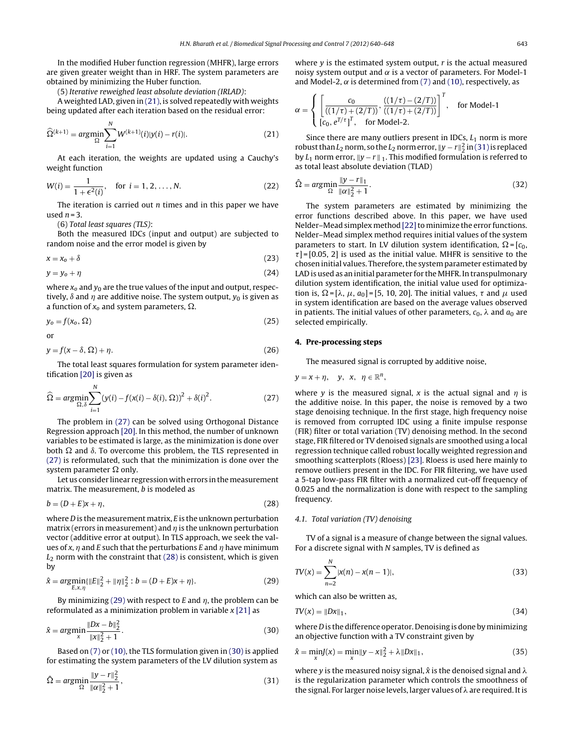In the modified Huber function regression (MHFR), large errors are given greater weight than in HRF. The system parameters are obtained by minimizing the Huber function.

(5) *Iterative reweighed least absolute deviation (IRLAD)*:

A weighted LAD, given in (21), is solved repeatedly with weights being updated after each iteration based on the residual error:

$$\widehat{\Omega}^{(k+1)} = \underset{\Omega}{argmin}\sum_{i=1}^{N} W^{(k+1)}(i)|y(i) - r(i)|. \tag{21}$$

At each iteration, the weights are updated using a Cauchy's weight function

$$W(i) = \frac{1}{1+\epsilon^2(i)}, \quad \text{for } i = 1, 2, \ldots, N. \tag{22}$$

The iteration is carried out $n$ times and in this paper we have used $n = 3$.

(6) *Total least squares (TLS)*:

Both the measured IDCs (input and output) are subjected to random noise and the error model is given by

$$x = x_o + \delta \tag{23}$$

$$y = y_o + \eta \tag{24}$$

where $x_o$ and $y_0$ are the true values of the input and output, respectively, $\delta$ and $\eta$ are additive noise. The system output, $y_0$ is given as a function of $x_o$ and system parameters, $\Omega$.

$$y_o = f(x_o, \Omega) \tag{25}$$

or

$$y = f(x - \delta, \Omega) + \eta. \tag{26}$$

The total least squares formulation for system parameter identification [20] is given as

$$\widehat{\Omega} = \underset{\Omega,\delta}{argmin}\sum_{i=1}^{N}(y(i) - f(x(i) - \delta(i), \Omega))^2 + \delta(i)^2. \tag{27}$$

The problem in (27) can be solved using Orthogonal Distance Regression approach [20]. In this method, the number of unknown variables to be estimated is large, as the minimization is done over both $\Omega$ and $\delta$. To overcome this problem, the TLS represented in (27) is reformulated, such that the minimization is done over the system parameter $\Omega$ only.

Let us consider linear regression with errors in the measurement matrix. The measurement, $b$ is modeled as

$$b = (D + E)x + \eta, \tag{28}$$

where $D$ is the measurement matrix, $E$ is the unknown perturbation matrix (errors in measurement) and $\eta$ is the unknown perturbation vector (additive error at output). In TLS approach, we seek the values of $x$, $\eta$ and $E$ such that the perturbations $E$ and $\eta$ have minimum $L_2$ norm with the constraint that (28) is consistent, which is given by

$$\hat{x} = \underset{E,x,\eta}{argmin}\{\|E\|_2^2 + \|\eta\|_2^2 : b = (D + E)x + \eta\}. \tag{29}$$

By minimizing (29) with respect to $E$ and $\eta$, the problem can be reformulated as a minimization problem in variable $x$ [21] as

$$\hat{x} = \underset{x}{argmin}\frac{\|Dx - b\|_2^2}{\|x\|_2^2 + 1}. \tag{30}$$

Based on (7) or (10), the TLS formulation given in (30) is applied for estimating the system parameters of the LV dilution system as

$$\hat{\Omega} = \underset{\Omega}{argmin}\frac{\|y - r\|_2^2}{\|\alpha\|_2^2 + 1}, \tag{31}$$

where $y$ is the estimated system output, $r$ is the actual measured noisy system output and $\alpha$ is a vector of parameters. For Model-1 and Model-2, $\alpha$ is determined from (7) and (10), respectively, as

$$\alpha = \begin{cases} \left[\dfrac{c_0}{((1/\tau) + (2/T))}, \dfrac{((1/\tau) - (2/T))}{((1/\tau) + (2/T))}\right]^T, & \text{for Model-1} \\ [c_0, e^{T/\tau}]^T, & \text{for Model-2.} \end{cases}$$

Since there are many outliers present in IDCs, $L_1$ norm is more robust than $L_2$ norm, so the $L_2$ norm error, $\|y - r\|_2^2$ in (31) is replaced by $L_1$ norm error, $\|y - r\|_1$. This modified formulation is referred to as total least absolute deviation (TLAD)

$$\hat{\Omega} = \underset{\Omega}{argmin}\frac{\|y - r\|_1}{\|\alpha\|_2^2 + 1}. \tag{32}$$

The system parameters are estimated by minimizing the error functions described above. In this paper, we have used Nelder–Mead simplex method [22] to minimize the error functions. Nelder–Mead simplex method requires initial values of the system parameters to start. In LV dilution system identification, $\Omega = [c_0, \tau] = [0.05, 2]$ is used as the initial value. MHFR is sensitive to the chosen initial values. Therefore, the system parameter estimated by LAD is used as an initial parameter for the MHFR. In transpulmonary dilution system identification, the initial value used for optimization is, $\Omega = [\lambda, \mu, a_0] = [5, 10, 20]$. The initial values, $\tau$ and $\mu$ used in system identification are based on the average values observed in patients. The initial values of other parameters, $c_0$, $\lambda$ and $a_0$ are selected empirically.

## 4. Pre-processing steps

The measured signal is corrupted by additive noise,

$$y = x + \eta, \quad y, \ x, \ \eta \in \mathbb{R}^n,$$

where $y$ is the measured signal, $x$ is the actual signal and $\eta$ is the additive noise. In this paper, the noise is removed by a two stage denoising technique. In the first stage, high frequency noise is removed from corrupted IDC using a finite impulse response (FIR) filter or total variation (TV) denoising method. In the second stage, FIR filtered or TV denoised signals are smoothed using a local regression technique called robust locally weighted regression and smoothing scatterplots (Rloess) [23]. Rloess is used here mainly to remove outliers present in the IDC. For FIR filtering, we have used a 5-tap low-pass FIR filter with a normalized cut-off frequency of 0.025 and the normalization is done with respect to the sampling frequency.

### 4.1. Total variation (TV) denoising

TV of a signal is a measure of change between the signal values. For a discrete signal with $N$ samples, TV is defined as

$$TV(x) = \sum_{n=2}^{N}|x(n) - x(n-1)|, \tag{33}$$

which can also be written as,

$$TV(x) = \|Dx\|_1, \tag{34}$$

where $D$ is the difference operator. Denoising is done by minimizing an objective function with a TV constraint given by

$$\hat{x} = \min_{x} J(x) = \min_{x}\|y - x\|_2^2 + \lambda\|Dx\|_1, \tag{35}$$

where $y$ is the measured noisy signal, $\hat{x}$ is the denoised signal and $\lambda$ is the regularization parameter which controls the smoothness of the signal. For larger noise levels, larger values of $\lambda$ are required. It is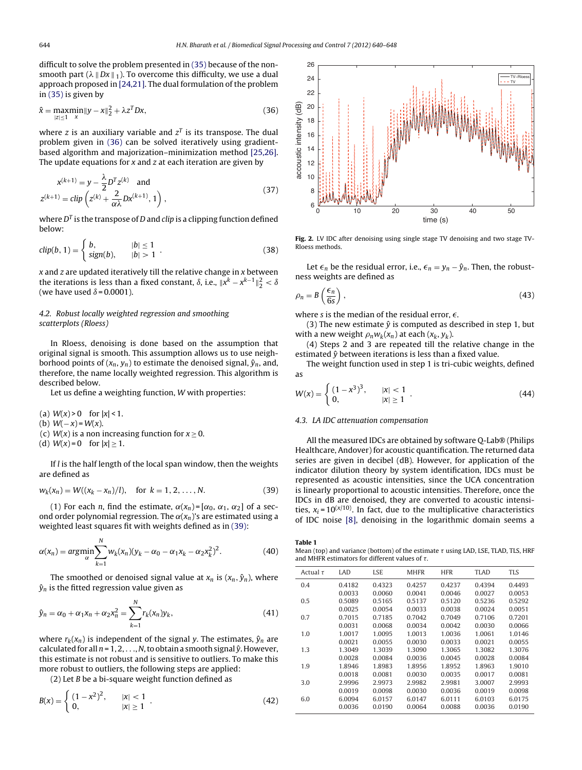difficult to solve the problem presented in (35) because of the non-smooth part ($\lambda \| Dx \|_1$). To overcome this difficulty, we use a dual approach proposed in [24,21]. The dual formulation of the problem in (35) is given by

$$\hat{x} = \max_{|z| \le 1} \min_{x} \|y - x\|_2^2 + \lambda z^T Dx, \tag{36}$$

where $z$ is an auxiliary variable and $z^T$ is its transpose. The dual problem given in (36) can be solved iteratively using gradient-based algorithm and majorization–minimization method [25,26]. The update equations for $x$ and $z$ at each iteration are given by

$$x^{(k+1)} = y - \frac{\lambda}{2} D^T z^{(k)} \quad \text{and}$$
$$z^{(k+1)} = clip\left(z^{(k)} + \frac{2}{\alpha\lambda} Dx^{(k+1)}, 1\right), \tag{37}$$

where $D^T$ is the transpose of $D$ and *clip* is a clipping function defined below:

$$clip(b, 1) = \begin{cases} b, & |b| \le 1 \\ sign(b), & |b| > 1 \end{cases}. \tag{38}$$

$x$ and $z$ are updated iteratively till the relative change in $x$ between the iterations is less than a fixed constant, $\delta$, i.e., $\|x^k - x^{k-1}\|_2^2 < \delta$ (we have used $\delta = 0.0001$).

### 4.2. Robust locally weighted regression and smoothing scatterplots (Rloess)

In Rloess, denoising is done based on the assumption that original signal is smooth. This assumption allows us to use neighborhood points of $(x_n, y_n)$ to estimate the denoised signal, $\hat{y}_n$, and, therefore, the name locally weighted regression. This algorithm is described below.

Let us define a weighting function, $W$ with properties:

(a) $W(x) > 0$ for $|x| < 1$.
(b) $W(-x) = W(x)$.
(c) $W(x)$ is a non increasing function for $x \ge 0$.
(d) $W(x) = 0$ for $|x| \ge 1$.

If $l$ is the half length of the local span window, then the weights are defined as

$$w_k(x_n) = W((x_k - x_n)/l), \quad \text{for } k = 1, 2, \ldots, N. \tag{39}$$

(1) For each $n$, find the estimate, $\alpha(x_n) = [\alpha_0, \alpha_1, \alpha_2]$ of a second order polynomial regression. The $\alpha(x_n)$'s are estimated using a weighted least squares fit with weights defined as in (39):

$$\alpha(x_n) = \underset{\alpha}{\operatorname{argmin}} \sum_{k=1}^{N} w_k(x_n)(y_k - \alpha_0 - \alpha_1 x_k - \alpha_2 x_k^2)^2. \tag{40}$$

The smoothed or denoised signal value at $x_n$ is $(x_n, \hat{y}_n)$, where $\hat{y}_n$ is the fitted regression value given as

$$\hat{y}_n = \alpha_0 + \alpha_1 x_n + \alpha_2 x_n^2 = \sum_{k=1}^{N} r_k(x_n) y_k, \tag{41}$$

where $r_k(x_n)$ is independent of the signal $y$. The estimates, $\hat{y}_n$ are calculated for all $n = 1, 2, \ldots, N$, to obtain a smooth signal $\hat{y}$. However, this estimate is not robust and is sensitive to outliers. To make this more robust to outliers, the following steps are applied:

(2) Let $B$ be a bi-square weight function defined as

$$B(x) = \begin{cases} (1 - x^2)^2, & |x| < 1 \\ 0, & |x| \ge 1 \end{cases}. \tag{42}$$

**Fig. 2.** LV IDC after denoising using single stage TV denoising and two stage TV-Rloess methods.

Let $\epsilon_n$ be the residual error, i.e., $\epsilon_n = y_n - \hat{y}_n$. Then, the robustness weights are defined as

$$\rho_n = B\left(\frac{\epsilon_n}{6s}\right), \tag{43}$$

where $s$ is the median of the residual error, $\epsilon$.

(3) The new estimate $\hat{y}$ is computed as described in step 1, but with a new weight $\rho_n w_k(x_n)$ at each $(x_k, y_k)$.

(4) Steps 2 and 3 are repeated till the relative change in the estimated $\hat{y}$ between iterations is less than a fixed value.

The weight function used in step 1 is tri-cubic weights, defined as

$$W(x) = \begin{cases} (1 - x^3)^3, & |x| < 1 \\ 0, & |x| \ge 1 \end{cases}. \tag{44}$$

### 4.3. LA IDC attenuation compensation

All the measured IDCs are obtained by software Q-Lab® (Philips Healthcare, Andover) for acoustic quantification. The returned data series are given in decibel (dB). However, for application of the indicator dilution theory by system identification, IDCs must be represented as acoustic intensities, since the UCA concentration is linearly proportional to acoustic intensities. Therefore, once the IDCs in dB are denoised, they are converted to acoustic intensities, $x_i = 10^{(x/10)}$. In fact, due to the multiplicative characteristics of IDC noise [8], denoising in the logarithmic domain seems a

**Table 1**
Mean (top) and variance (bottom) of the estimate $\tau$ using LAD, LSE, TLAD, TLS, HRF and MHFR estimators for different values of $\tau$.

| Actual $\tau$ | LAD | LSE | MHFR | HFR | TLAD | TLS |
|---|---|---|---|---|---|---|
| 0.4 | 0.4182 | 0.4323 | 0.4257 | 0.4237 | 0.4394 | 0.4493 |
| | 0.0033 | 0.0060 | 0.0041 | 0.0046 | 0.0027 | 0.0053 |
| 0.5 | 0.5089 | 0.5165 | 0.5137 | 0.5120 | 0.5236 | 0.5292 |
| | 0.0025 | 0.0054 | 0.0033 | 0.0038 | 0.0024 | 0.0051 |
| 0.7 | 0.7015 | 0.7185 | 0.7042 | 0.7049 | 0.7106 | 0.7201 |
| | 0.0031 | 0.0068 | 0.0034 | 0.0042 | 0.0030 | 0.0066 |
| 1.0 | 1.0017 | 1.0095 | 1.0013 | 1.0036 | 1.0061 | 1.0146 |
| | 0.0021 | 0.0055 | 0.0030 | 0.0033 | 0.0021 | 0.0055 |
| 1.3 | 1.3049 | 1.3039 | 1.3090 | 1.3065 | 1.3082 | 1.3076 |
| | 0.0028 | 0.0084 | 0.0036 | 0.0045 | 0.0028 | 0.0084 |
| 1.9 | 1.8946 | 1.8983 | 1.8956 | 1.8952 | 1.8963 | 1.9010 |
| | 0.0018 | 0.0081 | 0.0030 | 0.0035 | 0.0017 | 0.0081 |
| 3.0 | 2.9996 | 2.9973 | 2.9982 | 2.9981 | 3.0007 | 2.9993 |
| | 0.0019 | 0.0098 | 0.0030 | 0.0036 | 0.0019 | 0.0098 |
| 6.0 | 6.0094 | 6.0157 | 6.0147 | 6.0111 | 6.0103 | 6.0175 |
| | 0.0036 | 0.0190 | 0.0064 | 0.0088 | 0.0036 | 0.0190 |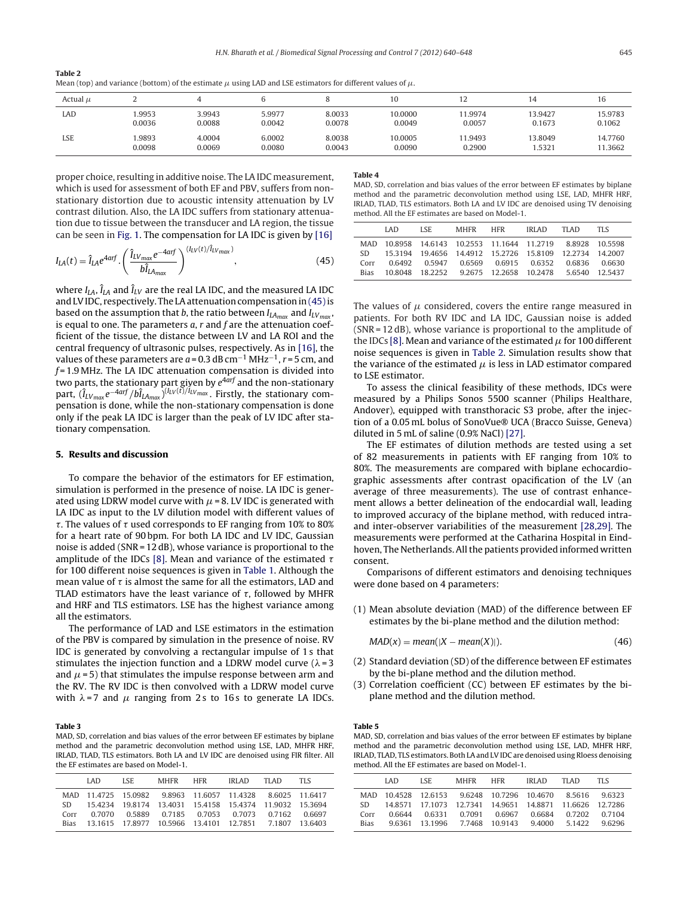**Table 2**
Mean (top) and variance (bottom) of the estimate $\mu$ using LAD and LSE estimators for different values of $\mu$.

| Actual $\mu$ | 2 | 4 | 6 | 8 | 10 | 12 | 14 | 16 |
|---|---|---|---|---|---|---|---|---|
| LAD | 1.9953 | 3.9943 | 5.9977 | 8.0033 | 10.0000 | 11.9974 | 13.9427 | 15.9783 |
| | 0.0036 | 0.0088 | 0.0042 | 0.0078 | 0.0049 | 0.0057 | 0.1673 | 0.1062 |
| LSE | 1.9893 | 4.0004 | 6.0002 | 8.0038 | 10.0005 | 11.9493 | 13.8049 | 14.7760 |
| | 0.0098 | 0.0069 | 0.0080 | 0.0043 | 0.0090 | 0.2900 | 1.5321 | 11.3662 |

proper choice, resulting in additive noise. The LA IDC measurement, which is used for assessment of both EF and PBV, suffers from non-stationary distortion due to acoustic intensity attenuation by LV contrast dilution. Also, the LA IDC suffers from stationary attenuation due to tissue between the transducer and LA region, the tissue can be seen in Fig. 1. The compensation for LA IDC is given by [16]

$$I_{LA}(t) = \hat{I}_{LA} e^{4arf} \cdot \left( \frac{\hat{I}_{LV_{max}} e^{-4arf}}{b\hat{I}_{LA_{max}}} \right)^{(I_{LV}(t)/\hat{I}_{LV_{max}})}, \tag{45}$$

where $I_{LA}$, $\hat{I}_{LA}$ and $\hat{I}_{LV}$ are the real LA IDC, and the measured LA IDC and LV IDC, respectively. The LA attenuation compensation in (45) is based on the assumption that $b$, the ratio between $I_{LA_{max}}$ and $I_{LV_{max}}$, is equal to one. The parameters $a$, $r$ and $f$ are the attenuation coefficient of the tissue, the distance between LV and LA ROI and the central frequency of ultrasonic pulses, respectively. As in [16], the values of these parameters are $a = 0.3\,\text{dB}\,\text{cm}^{-1}\,\text{MHz}^{-1}$, $r = 5$ cm, and $f = 1.9$ MHz. The LA IDC attenuation compensation is divided into two parts, the stationary part given by $e^{4arf}$ and the non-stationary part, $(\hat{I}_{LV_{max}} e^{-4arf}/b\hat{I}_{LA_{max}})^{(I_{LV}(t)/\hat{I}_{LV_{max}})}$. Firstly, the stationary compensation is done, while the non-stationary compensation is done only if the peak LA IDC is larger than the peak of LV IDC after stationary compensation.

## 5. Results and discussion

To compare the behavior of the estimators for EF estimation, simulation is performed in the presence of noise. LA IDC is generated using LDRW model curve with $\mu = 8$. LV IDC is generated with LA IDC as input to the LV dilution model with different values of $\tau$. The values of $\tau$ used corresponds to EF ranging from 10% to 80% for a heart rate of 90 bpm. For both LA IDC and LV IDC, Gaussian noise is added (SNR = 12 dB), whose variance is proportional to the amplitude of the IDCs [8]. Mean and variance of the estimated $\tau$ for 100 different noise sequences is given in Table 1. Although the mean value of $\tau$ is almost the same for all the estimators, LAD and TLAD estimators have the least variance of $\tau$, followed by MHFR and HRF and TLS estimators. LSE has the highest variance among all the estimators.

The performance of LAD and LSE estimators in the estimation of the PBV is compared by simulation in the presence of noise. RV IDC is generated by convolving a rectangular impulse of 1 s that stimulates the injection function and a LDRW model curve ($\lambda = 3$ and $\mu = 5$) that stimulates the impulse response between arm and the RV. The RV IDC is then convolved with a LDRW model curve with $\lambda = 7$ and $\mu$ ranging from 2 s to 16 s to generate LA IDCs. The values of $\mu$ considered, covers the entire range measured in patients. For both RV IDC and LA IDC, Gaussian noise is added (SNR = 12 dB), whose variance is proportional to the amplitude of the IDCs [8]. Mean and variance of the estimated $\mu$ for 100 different noise sequences is given in Table 2. Simulation results show that the variance of the estimated $\mu$ is less in LAD estimator compared to LSE estimator.

To assess the clinical feasibility of these methods, IDCs were measured by a Philips Sonos 5500 scanner (Philips Healthare, Andover), equipped with transthoracic S3 probe, after the injection of a 0.05 mL bolus of SonoVue® UCA (Bracco Suisse, Geneva) diluted in 5 mL of saline (0.9% NaCl) [27].

The EF estimates of dilution methods are tested using a set of 82 measurements in patients with EF ranging from 10% to 80%. The measurements are compared with biplane echocardiographic assessments after contrast opacification of the LV (an average of three measurements). The use of contrast enhancement allows a better delineation of the endocardial wall, leading to improved accuracy of the biplane method, with reduced intra- and inter-observer variabilities of the measurement [28,29]. The measurements were performed at the Catharina Hospital in Eindhoven, The Netherlands. All the patients provided informed written consent.

Comparisons of different estimators and denoising techniques were done based on 4 parameters:

(1) Mean absolute deviation (MAD) of the difference between EF estimates by the bi-plane method and the dilution method:

$$MAD(x) = mean(|X - mean(X)|). \tag{46}$$

(2) Standard deviation (SD) of the difference between EF estimates by the bi-plane method and the dilution method.
(3) Correlation coefficient (CC) between EF estimates by the bi-plane method and the dilution method.

**Table 3**
MAD, SD, correlation and bias values of the error between EF estimates by biplane method and the parametric deconvolution method using LSE, LAD, MHFR HRF, IRLAD, TLAD, TLS estimators. Both LA and LV IDC are denoised using FIR filter. All the EF estimates are based on Model-1.

| | LAD | LSE | MHFR | HFR | IRLAD | TLAD | TLS |
|---|---|---|---|---|---|---|---|
| MAD | 11.4725 | 15.0982 | 9.8963 | 11.6057 | 11.4328 | 8.6025 | 11.6417 |
| SD | 15.4234 | 19.8174 | 13.4031 | 15.4158 | 15.4374 | 11.9032 | 15.3694 |
| Corr | 0.7070 | 0.5889 | 0.7185 | 0.7053 | 0.7073 | 0.7162 | 0.6697 |
| Bias | 13.1615 | 17.8977 | 10.5966 | 13.4101 | 12.7851 | 7.1807 | 13.6403 |

**Table 4**
MAD, SD, correlation and bias values of the error between EF estimates by biplane method and the parametric deconvolution method using LSE, LAD, MHFR HRF, IRLAD, TLAD, TLS estimators. Both LA and LV IDC are denoised using TV denoising method. All the EF estimates are based on Model-1.

| | LAD | LSE | MHFR | HFR | IRLAD | TLAD | TLS |
|---|---|---|---|---|---|---|---|
| MAD | 10.8958 | 14.6143 | 10.2553 | 11.1644 | 11.2719 | 8.8928 | 10.5598 |
| SD | 15.3194 | 19.4656 | 14.4912 | 15.2726 | 15.8109 | 12.2734 | 14.2007 |
| Corr | 0.6492 | 0.5947 | 0.6569 | 0.6915 | 0.6352 | 0.6836 | 0.6630 |
| Bias | 10.8048 | 18.2252 | 9.2675 | 12.2658 | 10.2478 | 5.6540 | 12.5437 |

**Table 5**
MAD, SD, correlation and bias values of the error between EF estimates by biplane method and the parametric deconvolution method using LSE, LAD, MHFR HRF, IRLAD, TLAD, TLS estimators. Both LA and LV IDC are denoised using Rloess denoising method. All the EF estimates are based on Model-1.

| | LAD | LSE | MHFR | HFR | IRLAD | TLAD | TLS |
|---|---|---|---|---|---|---|---|
| MAD | 10.4528 | 12.6153 | 9.6248 | 10.7296 | 10.4670 | 8.5616 | 9.6323 |
| SD | 14.8571 | 17.1073 | 12.7341 | 14.9651 | 14.8871 | 11.6626 | 12.7286 |
| Corr | 0.6644 | 0.6331 | 0.7091 | 0.6967 | 0.6684 | 0.7202 | 0.7104 |
| Bias | 9.6361 | 13.1996 | 7.7468 | 10.9143 | 9.4000 | 5.1422 | 9.6296 |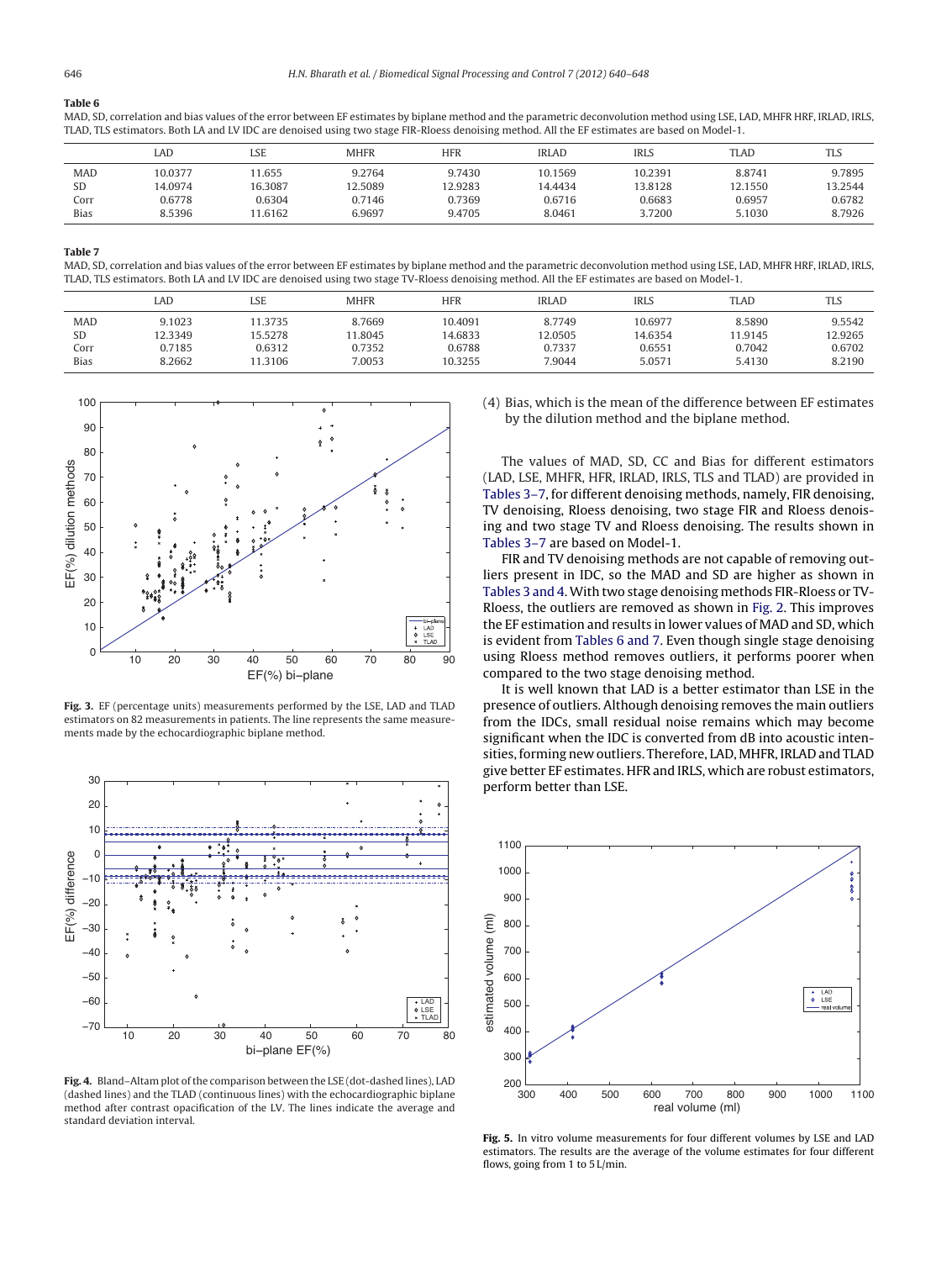**Table 6**

MAD, SD, correlation and bias values of the error between EF estimates by biplane method and the parametric deconvolution method using LSE, LAD, MHFR HRF, IRLAD, IRLS, TLAD, TLS estimators. Both LA and LV IDC are denoised using two stage FIR-Rloess denoising method. All the EF estimates are based on Model-1.

| | LAD | LSE | MHFR | HFR | IRLAD | IRLS | TLAD | TLS |
|---|---|---|---|---|---|---|---|---|
| MAD | 10.0377 | 11.655 | 9.2764 | 9.7430 | 10.1569 | 10.2391 | 8.8741 | 9.7895 |
| SD | 14.0974 | 16.3087 | 12.5089 | 12.9283 | 14.4434 | 13.8128 | 12.1550 | 13.2544 |
| Corr | 0.6778 | 0.6304 | 0.7146 | 0.7369 | 0.6716 | 0.6683 | 0.6957 | 0.6782 |
| Bias | 8.5396 | 11.6162 | 6.9697 | 9.4705 | 8.0461 | 3.7200 | 5.1030 | 8.7926 |

**Table 7**

MAD, SD, correlation and bias values of the error between EF estimates by biplane method and the parametric deconvolution method using LSE, LAD, MHFR HRF, IRLAD, IRLS, TLAD, TLS estimators. Both LA and LV IDC are denoised using two stage TV-Rloess denoising method. All the EF estimates are based on Model-1.

| | LAD | LSE | MHFR | HFR | IRLAD | IRLS | TLAD | TLS |
|---|---|---|---|---|---|---|---|---|
| MAD | 9.1023 | 11.3735 | 8.7669 | 10.4091 | 8.7749 | 10.6977 | 8.5890 | 9.5542 |
| SD | 12.3349 | 15.5278 | 11.8045 | 14.6833 | 12.0505 | 14.6354 | 11.9145 | 12.9265 |
| Corr | 0.7185 | 0.6312 | 0.7352 | 0.6788 | 0.7337 | 0.6551 | 0.7042 | 0.6702 |
| Bias | 8.2662 | 11.3106 | 7.0053 | 10.3255 | 7.9044 | 5.0571 | 5.4130 | 8.2190 |

**Fig. 3.** EF (percentage units) measurements performed by the LSE, LAD and TLAD estimators on 82 measurements in patients. The line represents the same measurements made by the echocardiographic biplane method.

**Fig. 4.** Bland–Altam plot of the comparison between the LSE (dot-dashed lines), LAD (dashed lines) and the TLAD (continuous lines) with the echocardiographic biplane method after contrast opacification of the LV. The lines indicate the average and standard deviation interval.

(4) Bias, which is the mean of the difference between EF estimates by the dilution method and the biplane method.

The values of MAD, SD, CC and Bias for different estimators (LAD, LSE, MHFR, HFR, IRLAD, IRLS, TLS and TLAD) are provided in Tables 3–7, for different denoising methods, namely, FIR denoising, TV denoising, Rloess denoising, two stage FIR and Rloess denoising and two stage TV and Rloess denoising. The results shown in Tables 3–7 are based on Model-1.

FIR and TV denoising methods are not capable of removing outliers present in IDC, so the MAD and SD are higher as shown in Tables 3 and 4. With two stage denoising methods FIR-Rloess or TV-Rloess, the outliers are removed as shown in Fig. 2. This improves the EF estimation and results in lower values of MAD and SD, which is evident from Tables 6 and 7. Even though single stage denoising using Rloess method removes outliers, it performs poorer when compared to the two stage denoising method.

It is well known that LAD is a better estimator than LSE in the presence of outliers. Although denoising removes the main outliers from the IDCs, small residual noise remains which may become significant when the IDC is converted from dB into acoustic intensities, forming new outliers. Therefore, LAD, MHFR, IRLAD and TLAD give better EF estimates. HFR and IRLS, which are robust estimators, perform better than LSE.

**Fig. 5.** In vitro volume measurements for four different volumes by LSE and LAD estimators. The results are the average of the volume estimates for four different flows, going from 1 to 5 L/min.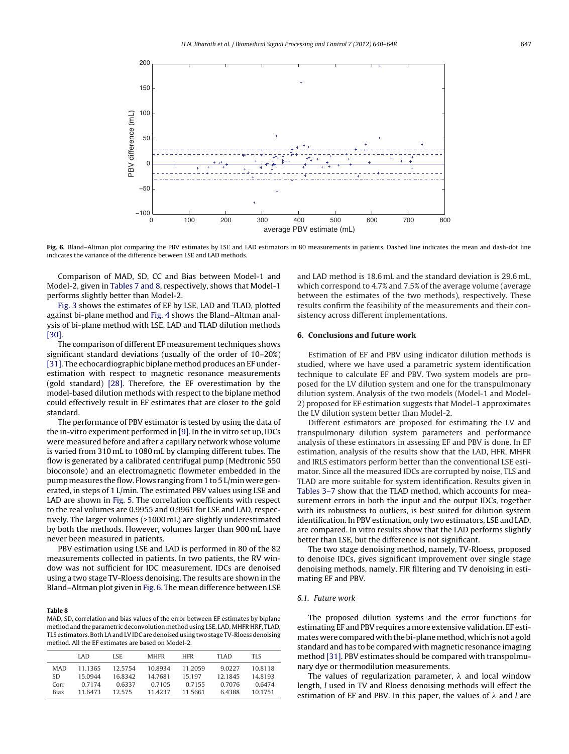**Fig. 6.** Bland–Altman plot comparing the PBV estimates by LSE and LAD estimators in 80 measurements in patients. Dashed line indicates the mean and dash-dot line indicates the variance of the difference between LSE and LAD methods.

Comparison of MAD, SD, CC and Bias between Model-1 and Model-2, given in Tables 7 and 8, respectively, shows that Model-1 performs slightly better than Model-2.

Fig. 3 shows the estimates of EF by LSE, LAD and TLAD, plotted against bi-plane method and Fig. 4 shows the Bland–Altman analysis of bi-plane method with LSE, LAD and TLAD dilution methods [30].

The comparison of different EF measurement techniques shows significant standard deviations (usually of the order of 10–20%) [31]. The echocardiographic biplane method produces an EF underestimation with respect to magnetic resonance measurements (gold standard) [28]. Therefore, the EF overestimation by the model-based dilution methods with respect to the biplane method could effectively result in EF estimates that are closer to the gold standard.

The performance of PBV estimator is tested by using the data of the in-vitro experiment performed in [9]. In the in vitro set up, IDCs were measured before and after a capillary network whose volume is varied from 310 mL to 1080 mL by clamping different tubes. The flow is generated by a calibrated centrifugal pump (Medtronic 550 bioconsole) and an electromagnetic flowmeter embedded in the pump measures the flow. Flows ranging from 1 to 5 L/min were generated, in steps of 1 L/min. The estimated PBV values using LSE and LAD are shown in Fig. 5. The correlation coefficients with respect to the real volumes are 0.9955 and 0.9961 for LSE and LAD, respectively. The larger volumes (>1000 mL) are slightly underestimated by both the methods. However, volumes larger than 900 mL have never been measured in patients.

PBV estimation using LSE and LAD is performed in 80 of the 82 measurements collected in patients. In two patients, the RV window was not sufficient for IDC measurement. IDCs are denoised using a two stage TV-Rloess denoising. The results are shown in the Bland–Altman plot given in Fig. 6. The mean difference between LSE and LAD method is 18.6 mL and the standard deviation is 29.6 mL, which correspond to 4.7% and 7.5% of the average volume (average between the estimates of the two methods), respectively. These results confirm the feasibility of the measurements and their consistency across different implementations.

**Table 8**
MAD, SD, correlation and bias values of the error between EF estimates by biplane method and the parametric deconvolution method using LSE, LAD, MHFR HRF, TLAD, TLS estimators. Both LA and LV IDC are denoised using two stage TV-Rloess denoising method. All the EF estimates are based on Model-2.

| | LAD | LSE | MHFR | HFR | TLAD | TLS |
|---|---|---|---|---|---|---|
| MAD | 11.1365 | 12.5754 | 10.8934 | 11.2059 | 9.0227 | 10.8118 |
| SD | 15.0944 | 16.8342 | 14.7681 | 15.197 | 12.1845 | 14.8193 |
| Corr | 0.7174 | 0.6337 | 0.7105 | 0.7155 | 0.7076 | 0.6474 |
| Bias | 11.6473 | 12.575 | 11.4237 | 11.5661 | 6.4388 | 10.1751 |

## 6. Conclusions and future work

Estimation of EF and PBV using indicator dilution methods is studied, where we have used a parametric system identification technique to calculate EF and PBV. Two system models are proposed for the LV dilution system and one for the transpulmonary dilution system. Analysis of the two models (Model-1 and Model-2) proposed for EF estimation suggests that Model-1 approximates the LV dilution system better than Model-2.

Different estimators are proposed for estimating the LV and transpulmonary dilution system parameters and performance analysis of these estimators in assessing EF and PBV is done. In EF estimation, analysis of the results show that the LAD, HFR, MHFR and IRLS estimators perform better than the conventional LSE estimator. Since all the measured IDCs are corrupted by noise, TLS and TLAD are more suitable for system identification. Results given in Tables 3–7 show that the TLAD method, which accounts for measurement errors in both the input and the output IDCs, together with its robustness to outliers, is best suited for dilution system identification. In PBV estimation, only two estimators, LSE and LAD, are compared. In vitro results show that the LAD performs slightly better than LSE, but the difference is not significant.

The two stage denoising method, namely, TV-Rloess, proposed to denoise IDCs, gives significant improvement over single stage denoising methods, namely, FIR filtering and TV denoising in estimating EF and PBV.

### 6.1. Future work

The proposed dilution systems and the error functions for estimating EF and PBV requires a more extensive validation. EF estimates were compared with the bi-plane method, which is not a gold standard and has to be compared with magnetic resonance imaging method [31]. PBV estimates should be compared with transpolmunary dye or thermodilution measurements.

The values of regularization parameter, $\lambda$ and local window length, $l$ used in TV and Rloess denoising methods will effect the estimation of EF and PBV. In this paper, the values of $\lambda$ and $l$ are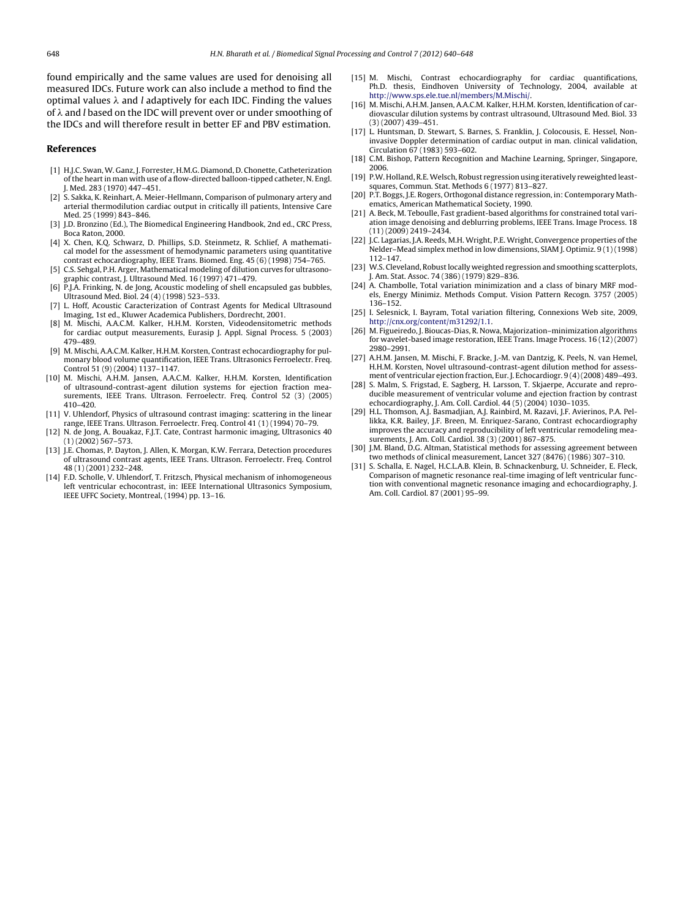found empirically and the same values are used for denoising all measured IDCs. Future work can also include a method to find the optimal values $\lambda$ and $l$ adaptively for each IDC. Finding the values of $\lambda$ and $l$ based on the IDC will prevent over or under smoothing of the IDCs and will therefore result in better EF and PBV estimation.

## References

[1] H.J.C. Swan, W. Ganz, J. Forrester, H.M.G. Diamond, D. Chonette, Catheterization of the heart in man with use of a flow-directed balloon-tipped catheter, N. Engl. J. Med. 283 (1970) 447–451.

[2] S. Sakka, K. Reinhart, A. Meier-Hellmann, Comparison of pulmonary artery and arterial thermodilution cardiac output in critically ill patients, Intensive Care Med. 25 (1999) 843–846.

[3] J.D. Bronzino (Ed.), The Biomedical Engineering Handbook, 2nd ed., CRC Press, Boca Raton, 2000.

[4] X. Chen, K.Q. Schwarz, D. Phillips, S.D. Steinmetz, R. Schlief, A mathematical model for the assessment of hemodynamic parameters using quantitative contrast echocardiography, IEEE Trans. Biomed. Eng. 45 (6) (1998) 754–765.

[5] C.S. Sehgal, P.H. Arger, Mathematical modeling of dilution curves for ultrasonographic contrast, J. Ultrasound Med. 16 (1997) 471–479.

[6] P.J.A. Frinking, N. de Jong, Acoustic modeling of shell encapsuled gas bubbles, Ultrasound Med. Biol. 24 (4) (1998) 523–533.

[7] L. Hoff, Acoustic Caracterization of Contrast Agents for Medical Ultrasound Imaging, 1st ed., Kluwer Academica Publishers, Dordrecht, 2001.

[8] M. Mischi, A.A.C.M. Kalker, H.H.M. Korsten, Videodensitometric methods for cardiac output measurements, Eurasip J. Appl. Signal Process. 5 (2003) 479–489.

[9] M. Mischi, A.A.C.M. Kalker, H.H.M. Korsten, Contrast echocardiography for pulmonary blood volume quantification, IEEE Trans. Ultrasonics Ferroelectr. Freq. Control 51 (9) (2004) 1137–1147.

[10] M. Mischi, A.H.M. Jansen, A.A.C.M. Kalker, H.H.M. Korsten, Identification of ultrasound-contrast-agent dilution systems for ejection fraction measurements, IEEE Trans. Ultrason. Ferroelectr. Freq. Control 52 (3) (2005) 410–420.

[11] V. Uhlendorf, Physics of ultrasound contrast imaging: scattering in the linear range, IEEE Trans. Ultrason. Ferroelectr. Freq. Control 41 (1) (1994) 70–79.

[12] N. de Jong, A. Bouakaz, F.J.T. Cate, Contrast harmonic imaging, Ultrasonics 40 (1) (2002) 567–573.

[13] J.E. Chomas, P. Dayton, J. Allen, K. Morgan, K.W. Ferrara, Detection procedures of ultrasound contrast agents, IEEE Trans. Ultrason. Ferroelectr. Freq. Control 48 (1) (2001) 232–248.

[14] F.D. Scholle, V. Uhlendorf, T. Fritzsch, Physical mechanism of inhomogeneous left ventricular echocontrast, in: IEEE International Ultrasonics Symposium, IEEE UFFC Society, Montreal, (1994) pp. 13–16.

[15] M. Mischi, Contrast echocardiography for cardiac quantifications, Ph.D. thesis, Eindhoven University of Technology, 2004, available at http://www.sps.ele.tue.nl/members/M.Mischi/.

[16] M. Mischi, A.H.M. Jansen, A.A.C.M. Kalker, H.H.M. Korsten, Identification of cardiovascular dilution systems by contrast ultrasound, Ultrasound Med. Biol. 33 (3) (2007) 439–451.

[17] L. Huntsman, D. Stewart, S. Barnes, S. Franklin, J. Colocousis, E. Hessel, Noninvasive Doppler determination of cardiac output in man. clinical validation, Circulation 67 (1983) 593–602.

[18] C.M. Bishop, Pattern Recognition and Machine Learning, Springer, Singapore, 2006.

[19] P.W. Holland, R.E. Welsch, Robust regression using iteratively reweighted least-squares, Commun. Stat. Methods 6 (1977) 813–827.

[20] P.T. Boggs, J.E. Rogers, Orthogonal distance regression, in: Contemporary Mathematics, American Mathematical Society, 1990.

[21] A. Beck, M. Teboulle, Fast gradient-based algorithms for constrained total variation image denoising and deblurring problems, IEEE Trans. Image Process. 18 (11) (2009) 2419–2434.

[22] J.C. Lagarias, J.A. Reeds, M.H. Wright, P.E. Wright, Convergence properties of the Nelder–Mead simplex method in low dimensions, SIAM J. Optimiz. 9 (1) (1998) 112–147.

[23] W.S. Cleveland, Robust locally weighted regression and smoothing scatterplots, J. Am. Stat. Assoc. 74 (386) (1979) 829–836.

[24] A. Chambolle, Total variation minimization and a class of binary MRF models, Energy Minimiz. Methods Comput. Vision Pattern Recogn. 3757 (2005) 136–152.

[25] I. Selesnick, I. Bayram, Total variation filtering, Connexions Web site, 2009, http://cnx.org/content/m31292/1.1.

[26] M. Figueiredo, J. Bioucas-Dias, R. Nowa, Majorization–minimization algorithms for wavelet-based image restoration, IEEE Trans. Image Process. 16 (12) (2007) 2980–2991.

[27] A.H.M. Jansen, M. Mischi, F. Bracke, J.-M. van Dantzig, K. Peels, N. van Hemel, H.H.M. Korsten, Novel ultrasound-contrast-agent dilution method for assessment of ventricular ejection fraction, Eur. J. Echocardiogr. 9 (4) (2008) 489–493.

[28] S. Malm, S. Frigstad, E. Sagberg, H. Larsson, T. Skjaerpe, Accurate and reproducible measurement of ventricular volume and ejection fraction by contrast echocardiography, J. Am. Coll. Cardiol. 44 (5) (2004) 1030–1035.

[29] H.L. Thomson, A.J. Basmadjian, A.J. Rainbird, M. Razavi, J.F. Avierinos, P.A. Pellikka, K.R. Bailey, J.F. Breen, M. Enriquez-Sarano, Contrast echocardiography improves the accuracy and reproducibility of left ventricular remodeling measurements, J. Am. Coll. Cardiol. 38 (3) (2001) 867–875.

[30] J.M. Bland, D.G. Altman, Statistical methods for assessing agreement between two methods of clinical measurement, Lancet 327 (8476) (1986) 307–310.

[31] S. Schalla, E. Nagel, H.C.L.A.B. Klein, B. Schnackenburg, U. Schneider, E. Fleck, Comparison of magnetic resonance real-time imaging of left ventricular function with conventional magnetic resonance imaging and echocardiography, J. Am. Coll. Cardiol. 87 (2001) 95–99.